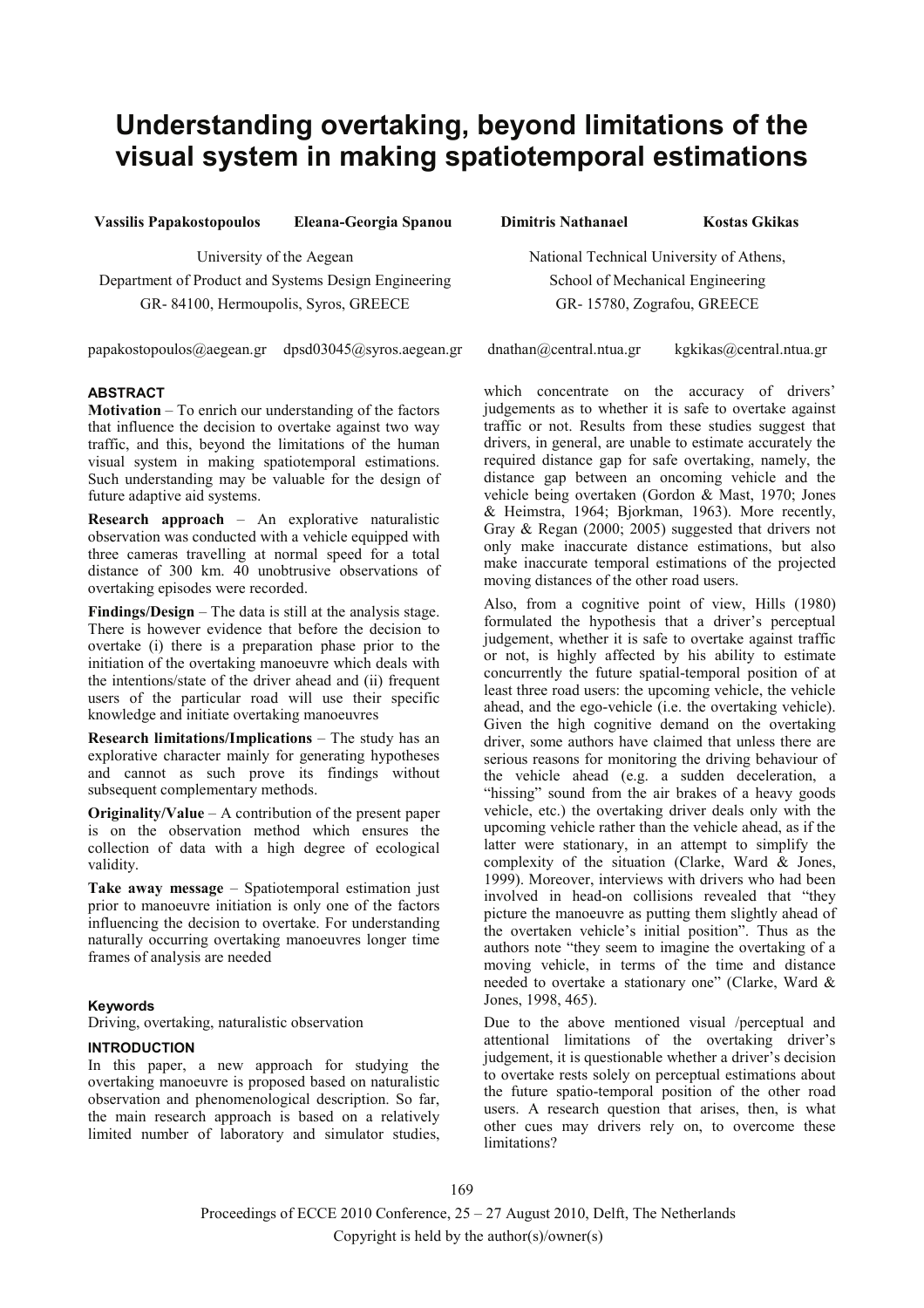# Understanding overtaking, beyond limitations of the visual system in making spatiotemporal estimations

**Vassilis Papakostopoulos** **Eleana-Georgia Spanou**

University of the Aegean
Department of Product and Systems Design Engineering
GR- 84100, Hermoupolis, Syros, GREECE

papakostopoulos@aegean.gr dpsd03045@syros.aegean.gr

**Dimitris Nathanael** **Kostas Gkikas**

National Technical University of Athens,
School of Mechanical Engineering
GR- 15780, Zografou, GREECE

dnathan@central.ntua.gr kgkikas@central.ntua.gr

## ABSTRACT

**Motivation** – To enrich our understanding of the factors that influence the decision to overtake against two way traffic, and this, beyond the limitations of the human visual system in making spatiotemporal estimations. Such understanding may be valuable for the design of future adaptive aid systems.

**Research approach** – An explorative naturalistic observation was conducted with a vehicle equipped with three cameras travelling at normal speed for a total distance of 300 km. 40 unobtrusive observations of overtaking episodes were recorded.

**Findings/Design** – The data is still at the analysis stage. There is however evidence that before the decision to overtake (i) there is a preparation phase prior to the initiation of the overtaking manoeuvre which deals with the intentions/state of the driver ahead and (ii) frequent users of the particular road will use their specific knowledge and initiate overtaking manoeuvres

**Research limitations/Implications** – The study has an explorative character mainly for generating hypotheses and cannot as such prove its findings without subsequent complementary methods.

**Originality/Value** – A contribution of the present paper is on the observation method which ensures the collection of data with a high degree of ecological validity.

**Take away message** – Spatiotemporal estimation just prior to manoeuvre initiation is only one of the factors influencing the decision to overtake. For understanding naturally occurring overtaking manoeuvres longer time frames of analysis are needed

### Keywords

Driving, overtaking, naturalistic observation

## INTRODUCTION

In this paper, a new approach for studying the overtaking manoeuvre is proposed based on naturalistic observation and phenomenological description. So far, the main research approach is based on a relatively limited number of laboratory and simulator studies, which concentrate on the accuracy of drivers' judgements as to whether it is safe to overtake against traffic or not. Results from these studies suggest that drivers, in general, are unable to estimate accurately the required distance gap for safe overtaking, namely, the distance gap between an oncoming vehicle and the vehicle being overtaken (Gordon & Mast, 1970; Jones & Heimstra, 1964; Bjorkman, 1963). More recently, Gray & Regan (2000; 2005) suggested that drivers not only make inaccurate distance estimations, but also make inaccurate temporal estimations of the projected moving distances of the other road users.

Also, from a cognitive point of view, Hills (1980) formulated the hypothesis that a driver's perceptual judgement, whether it is safe to overtake against traffic or not, is highly affected by his ability to estimate concurrently the future spatial-temporal position of at least three road users: the upcoming vehicle, the vehicle ahead, and the ego-vehicle (i.e. the overtaking vehicle). Given the high cognitive demand on the overtaking driver, some authors have claimed that unless there are serious reasons for monitoring the driving behaviour of the vehicle ahead (e.g. a sudden deceleration, a "hissing" sound from the air brakes of a heavy goods vehicle, etc.) the overtaking driver deals only with the upcoming vehicle rather than the vehicle ahead, as if the latter were stationary, in an attempt to simplify the complexity of the situation (Clarke, Ward & Jones, 1999). Moreover, interviews with drivers who had been involved in head-on collisions revealed that "they picture the manoeuvre as putting them slightly ahead of the overtaken vehicle's initial position". Thus as the authors note "they seem to imagine the overtaking of a moving vehicle, in terms of the time and distance needed to overtake a stationary one" (Clarke, Ward & Jones, 1998, 465).

Due to the above mentioned visual /perceptual and attentional limitations of the overtaking driver's judgement, it is questionable whether a driver's decision to overtake rests solely on perceptual estimations about the future spatio-temporal position of the other road users. A research question that arises, then, is what other cues may drivers rely on, to overcome these limitations?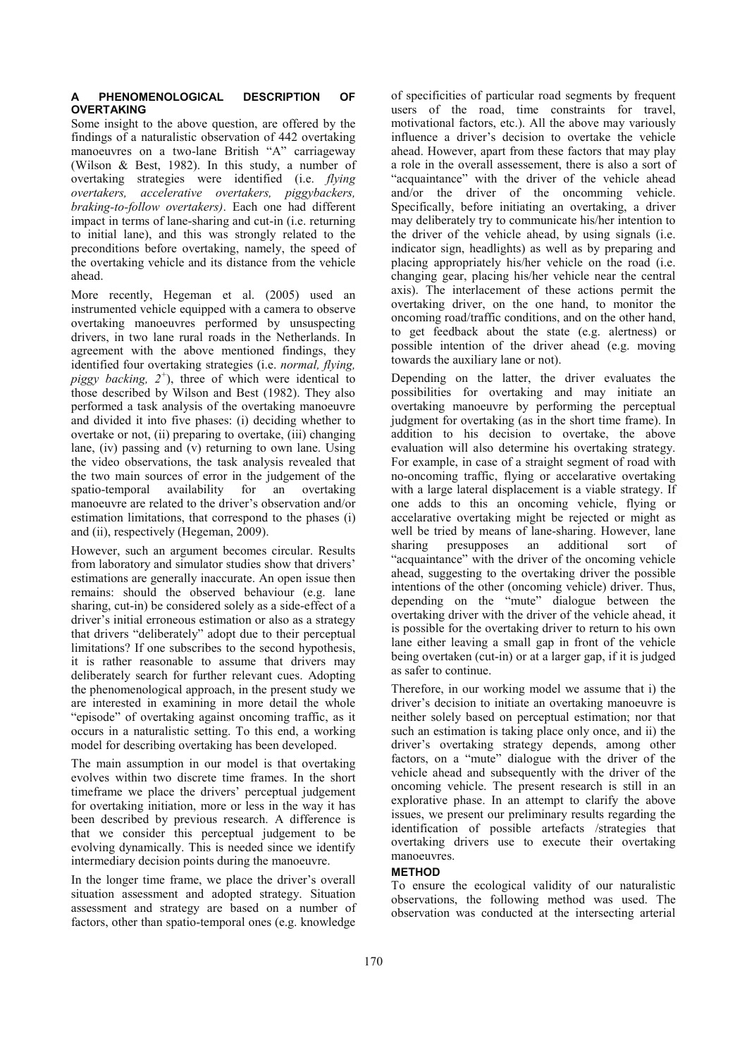## A PHENOMENOLOGICAL DESCRIPTION OF OVERTAKING

Some insight to the above question, are offered by the findings of a naturalistic observation of 442 overtaking manoeuvres on a two-lane British "A" carriageway (Wilson & Best, 1982). In this study, a number of overtaking strategies were identified (i.e. *flying overtakers, accelerative overtakers, piggybackers, braking-to-follow overtakers)*. Each one had different impact in terms of lane-sharing and cut-in (i.e. returning to initial lane), and this was strongly related to the preconditions before overtaking, namely, the speed of the overtaking vehicle and its distance from the vehicle ahead.

More recently, Hegeman et al. (2005) used an instrumented vehicle equipped with a camera to observe overtaking manoeuvres performed by unsuspecting drivers, in two lane rural roads in the Netherlands. In agreement with the above mentioned findings, they identified four overtaking strategies (i.e. *normal, flying, piggy backing, 2$^{+}$*), three of which were identical to those described by Wilson and Best (1982). They also performed a task analysis of the overtaking manoeuvre and divided it into five phases: (i) deciding whether to overtake or not, (ii) preparing to overtake, (iii) changing lane, (iv) passing and (v) returning to own lane. Using the video observations, the task analysis revealed that the two main sources of error in the judgement of the spatio-temporal availability for an overtaking manoeuvre are related to the driver's observation and/or estimation limitations, that correspond to the phases (i) and (ii), respectively (Hegeman, 2009).

However, such an argument becomes circular. Results from laboratory and simulator studies show that drivers' estimations are generally inaccurate. An open issue then remains: should the observed behaviour (e.g. lane sharing, cut-in) be considered solely as a side-effect of a driver's initial erroneous estimation or also as a strategy that drivers "deliberately" adopt due to their perceptual limitations? If one subscribes to the second hypothesis, it is rather reasonable to assume that drivers may deliberately search for further relevant cues. Adopting the phenomenological approach, in the present study we are interested in examining in more detail the whole "episode" of overtaking against oncoming traffic, as it occurs in a naturalistic setting. To this end, a working model for describing overtaking has been developed.

The main assumption in our model is that overtaking evolves within two discrete time frames. In the short timeframe we place the drivers' perceptual judgement for overtaking initiation, more or less in the way it has been described by previous research. A difference is that we consider this perceptual judgement to be evolving dynamically. This is needed since we identify intermediary decision points during the manoeuvre.

In the longer time frame, we place the driver's overall situation assessment and adopted strategy. Situation assessment and strategy are based on a number of factors, other than spatio-temporal ones (e.g. knowledge of specificities of particular road segments by frequent users of the road, time constraints for travel, motivational factors, etc.). All the above may variously influence a driver's decision to overtake the vehicle ahead. However, apart from these factors that may play a role in the overall assessement, there is also a sort of "acquaintance" with the driver of the vehicle ahead and/or the driver of the oncomming vehicle. Specifically, before initiating an overtaking, a driver may deliberately try to communicate his/her intention to the driver of the vehicle ahead, by using signals (i.e. indicator sign, headlights) as well as by preparing and placing appropriately his/her vehicle on the road (i.e. changing gear, placing his/her vehicle near the central axis). The interlacement of these actions permit the overtaking driver, on the one hand, to monitor the oncoming road/traffic conditions, and on the other hand, to get feedback about the state (e.g. alertness) or possible intention of the driver ahead (e.g. moving towards the auxiliary lane or not).

Depending on the latter, the driver evaluates the possibilities for overtaking and may initiate an overtaking manoeuvre by performing the perceptual judgment for overtaking (as in the short time frame). In addition to his decision to overtake, the above evaluation will also determine his overtaking strategy. For example, in case of a straight segment of road with no-oncoming traffic, flying or accelarative overtaking with a large lateral displacement is a viable strategy. If one adds to this an oncoming vehicle, flying or accelarative overtaking might be rejected or might as well be tried by means of lane-sharing. However, lane sharing presupposes an additional sort of "acquaintance" with the driver of the oncoming vehicle ahead, suggesting to the overtaking driver the possible intentions of the other (oncoming vehicle) driver. Thus, depending on the "mute" dialogue between the overtaking driver with the driver of the vehicle ahead, it is possible for the overtaking driver to return to his own lane either leaving a small gap in front of the vehicle being overtaken (cut-in) or at a larger gap, if it is judged as safer to continue.

Therefore, in our working model we assume that i) the driver's decision to initiate an overtaking manoeuvre is neither solely based on perceptual estimation; nor that such an estimation is taking place only once, and ii) the driver's overtaking strategy depends, among other factors, on a "mute" dialogue with the driver of the vehicle ahead and subsequently with the driver of the oncoming vehicle. The present research is still in an explorative phase. In an attempt to clarify the above issues, we present our preliminary results regarding the identification of possible artefacts /strategies that overtaking drivers use to execute their overtaking manoeuvres.

## METHOD

To ensure the ecological validity of our naturalistic observations, the following method was used. The observation was conducted at the intersecting arterial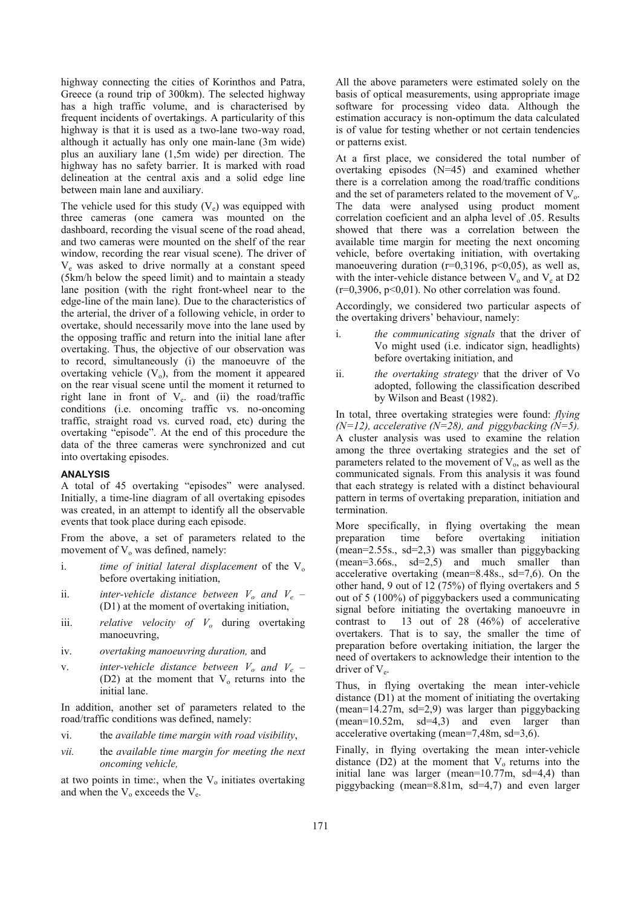highway connecting the cities of Korinthos and Patra, Greece (a round trip of 300km). The selected highway has a high traffic volume, and is characterised by frequent incidents of overtakings. A particularity of this highway is that it is used as a two-lane two-way road, although it actually has only one main-lane (3m wide) plus an auxiliary lane (1,5m wide) per direction. The highway has no safety barrier. It is marked with road delineation at the central axis and a solid edge line between main lane and auxiliary.

The vehicle used for this study ($V_e$) was equipped with three cameras (one camera was mounted on the dashboard, recording the visual scene of the road ahead, and two cameras were mounted on the shelf of the rear window, recording the rear visual scene). The driver of $V_e$ was asked to drive normally at a constant speed (5km/h below the speed limit) and to maintain a steady lane position (with the right front-wheel near to the edge-line of the main lane). Due to the characteristics of the arterial, the driver of a following vehicle, in order to overtake, should necessarily move into the lane used by the opposing traffic and return into the initial lane after overtaking. Thus, the objective of our observation was to record, simultaneously (i) the manoeuvre of the overtaking vehicle ($V_o$), from the moment it appeared on the rear visual scene until the moment it returned to right lane in front of $V_e$. and (ii) the road/traffic conditions (i.e. oncoming traffic vs. no-oncoming traffic, straight road vs. curved road, etc) during the overtaking "episode". At the end of this procedure the data of the three cameras were synchronized and cut into overtaking episodes.

## ANALYSIS

A total of 45 overtaking "episodes" were analysed. Initially, a time-line diagram of all overtaking episodes was created, in an attempt to identify all the observable events that took place during each episode.

From the above, a set of parameters related to the movement of $V_o$ was defined, namely:

i. *time of initial lateral displacement* of the $V_o$ before overtaking initiation,
ii. *inter-vehicle distance between $V_o$ and $V_e$* – (D1) at the moment of overtaking initiation,
iii. *relative velocity of $V_o$* during overtaking manoeuvring,
iv. *overtaking manoeuvring duration,* and
v. *inter-vehicle distance between $V_o$ and $V_e$* – (D2) at the moment that $V_o$ returns into the initial lane.

In addition, another set of parameters related to the road/traffic conditions was defined, namely:

vi. the *available time margin with road visibility*,
vii. the *available time margin for meeting the next oncoming vehicle,*

at two points in time:, when the $V_o$ initiates overtaking and when the $V_o$ exceeds the $V_e$.

All the above parameters were estimated solely on the basis of optical measurements, using appropriate image software for processing video data. Although the estimation accuracy is non-optimum the data calculated is of value for testing whether or not certain tendencies or patterns exist.

At a first place, we considered the total number of overtaking episodes (N=45) and examined whether there is a correlation among the road/traffic conditions and the set of parameters related to the movement of $V_o$. The data were analysed using product moment correlation coeficient and an alpha level of .05. Results showed that there was a correlation between the available time margin for meeting the next oncoming vehicle, before overtaking initiation, with overtaking manoeuvering duration ($r=0,3196$, $p<0,05$), as well as, with the inter-vehicle distance between $V_o$ and $V_e$ at D2 ($r=0,3906$, $p<0,01$). No other correlation was found.

Accordingly, we considered two particular aspects of the overtaking drivers' behaviour, namely:

i. *the communicating signals* that the driver of Vo might used (i.e. indicator sign, headlights) before overtaking initiation, and
ii. *the overtaking strategy* that the driver of Vo adopted, following the classification described by Wilson and Beast (1982).

In total, three overtaking strategies were found: *flying (N=12), accelerative (N=28), and piggybacking (N=5).* A cluster analysis was used to examine the relation among the three overtaking strategies and the set of parameters related to the movement of $V_o$, as well as the communicated signals. From this analysis it was found that each strategy is related with a distinct behavioural pattern in terms of overtaking preparation, initiation and termination.

More specifically, in flying overtaking the mean preparation time before overtaking initiation (mean=2.55s., sd=2,3) was smaller than piggybacking (mean=3.66s., sd=2,5) and much smaller than accelerative overtaking (mean=8.48s., sd=7,6). On the other hand, 9 out of 12 (75%) of flying overtakers and 5 out of 5 (100%) of piggybackers used a communicating signal before initiating the overtaking manoeuvre in contrast to 13 out of 28 (46%) of accelerative overtakers. That is to say, the smaller the time of preparation before overtaking initiation, the larger the need of overtakers to acknowledge their intention to the driver of $V_e$.

Thus, in flying overtaking the mean inter-vehicle distance (D1) at the moment of initiating the overtaking (mean=14.27m, sd=2,9) was larger than piggybacking (mean=10.52m, sd=4,3) and even larger than accelerative overtaking (mean=7,48m, sd=3,6).

Finally, in flying overtaking the mean inter-vehicle distance (D2) at the moment that $V_o$ returns into the initial lane was larger (mean=10.77m, sd=4,4) than piggybacking (mean=8.81m, sd=4,7) and even larger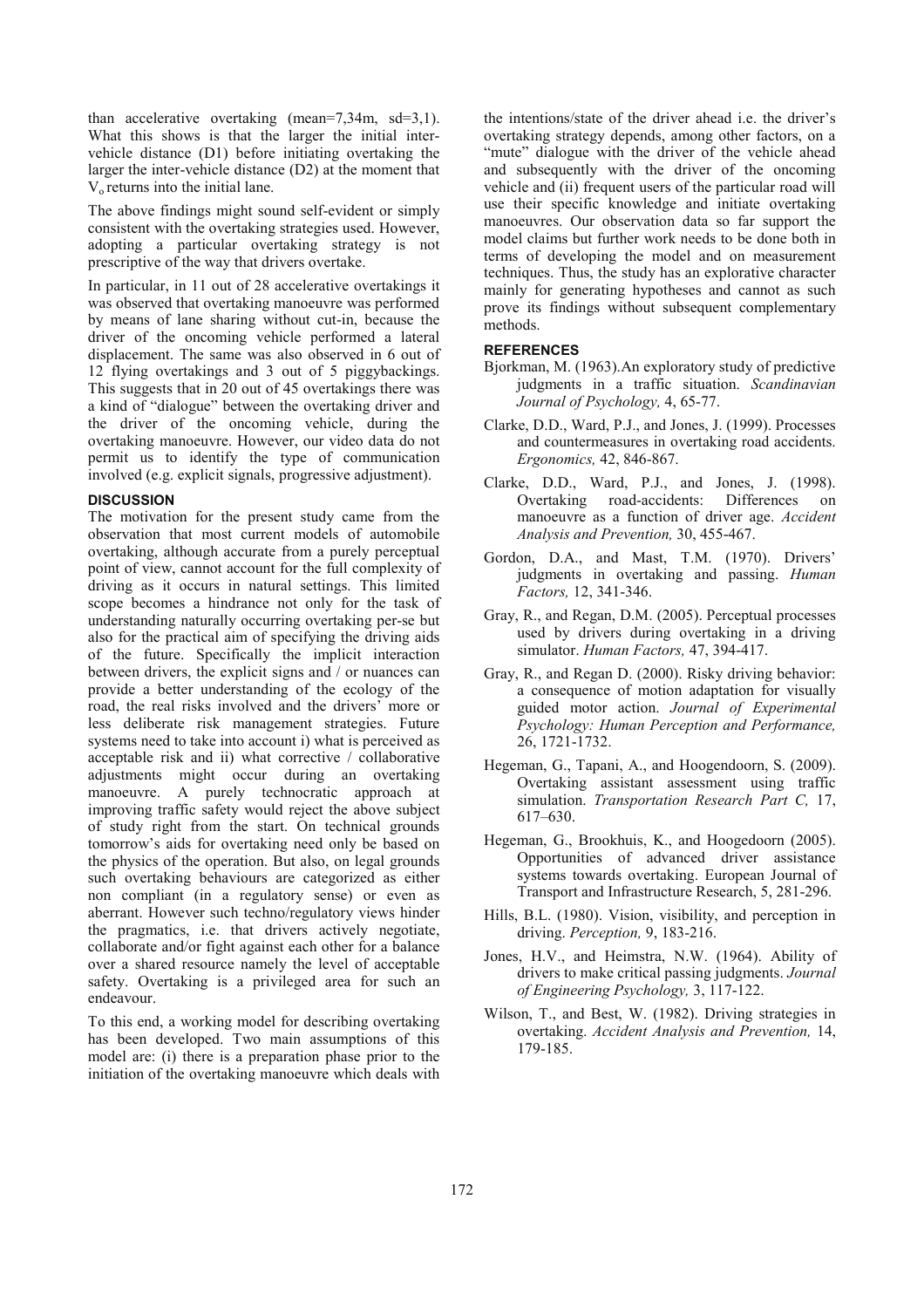than accelerative overtaking (mean=7,34m, sd=3,1). What this shows is that the larger the initial inter-vehicle distance (D1) before initiating overtaking the larger the inter-vehicle distance (D2) at the moment that $V_o$ returns into the initial lane.

The above findings might sound self-evident or simply consistent with the overtaking strategies used. However, adopting a particular overtaking strategy is not prescriptive of the way that drivers overtake.

In particular, in 11 out of 28 accelerative overtakings it was observed that overtaking manoeuvre was performed by means of lane sharing without cut-in, because the driver of the oncoming vehicle performed a lateral displacement. The same was also observed in 6 out of 12 flying overtakings and 3 out of 5 piggybackings. This suggests that in 20 out of 45 overtakings there was a kind of "dialogue" between the overtaking driver and the driver of the oncoming vehicle, during the overtaking manoeuvre. However, our video data do not permit us to identify the type of communication involved (e.g. explicit signals, progressive adjustment).

## DISCUSSION

The motivation for the present study came from the observation that most current models of automobile overtaking, although accurate from a purely perceptual point of view, cannot account for the full complexity of driving as it occurs in natural settings. This limited scope becomes a hindrance not only for the task of understanding naturally occurring overtaking per-se but also for the practical aim of specifying the driving aids of the future. Specifically the implicit interaction between drivers, the explicit signs and / or nuances can provide a better understanding of the ecology of the road, the real risks involved and the drivers' more or less deliberate risk management strategies. Future systems need to take into account i) what is perceived as acceptable risk and ii) what corrective / collaborative adjustments might occur during an overtaking manoeuvre. A purely technocratic approach at improving traffic safety would reject the above subject of study right from the start. On technical grounds tomorrow's aids for overtaking need only be based on the physics of the operation. But also, on legal grounds such overtaking behaviours are categorized as either non compliant (in a regulatory sense) or even as aberrant. However such techno/regulatory views hinder the pragmatics, i.e. that drivers actively negotiate, collaborate and/or fight against each other for a balance over a shared resource namely the level of acceptable safety. Overtaking is a privileged area for such an endeavour.

To this end, a working model for describing overtaking has been developed. Two main assumptions of this model are: (i) there is a preparation phase prior to the initiation of the overtaking manoeuvre which deals with the intentions/state of the driver ahead i.e. the driver's overtaking strategy depends, among other factors, on a "mute" dialogue with the driver of the vehicle ahead and subsequently with the driver of the oncoming vehicle and (ii) frequent users of the particular road will use their specific knowledge and initiate overtaking manoeuvres. Our observation data so far support the model claims but further work needs to be done both in terms of developing the model and on measurement techniques. Thus, the study has an explorative character mainly for generating hypotheses and cannot as such prove its findings without subsequent complementary methods.

## REFERENCES

Bjorkman, M. (1963).An exploratory study of predictive judgments in a traffic situation. *Scandinavian Journal of Psychology,* 4, 65-77.

Clarke, D.D., Ward, P.J., and Jones, J. (1999). Processes and countermeasures in overtaking road accidents. *Ergonomics,* 42, 846-867.

Clarke, D.D., Ward, P.J., and Jones, J. (1998). Overtaking road-accidents: Differences on manoeuvre as a function of driver age. *Accident Analysis and Prevention,* 30, 455-467.

Gordon, D.A., and Mast, T.M. (1970). Drivers' judgments in overtaking and passing. *Human Factors,* 12, 341-346.

Gray, R., and Regan, D.M. (2005). Perceptual processes used by drivers during overtaking in a driving simulator. *Human Factors,* 47, 394-417.

Gray, R., and Regan D. (2000). Risky driving behavior: a consequence of motion adaptation for visually guided motor action. *Journal of Experimental Psychology: Human Perception and Performance,* 26, 1721-1732.

Hegeman, G., Tapani, A., and Hoogendoorn, S. (2009). Overtaking assistant assessment using traffic simulation. *Transportation Research Part C,* 17, 617–630.

Hegeman, G., Brookhuis, K., and Hoogedoorn (2005). Opportunities of advanced driver assistance systems towards overtaking. European Journal of Transport and Infrastructure Research, 5, 281-296.

Hills, B.L. (1980). Vision, visibility, and perception in driving. *Perception,* 9, 183-216.

Jones, H.V., and Heimstra, N.W. (1964). Ability of drivers to make critical passing judgments. *Journal of Engineering Psychology,* 3, 117-122.

Wilson, T., and Best, W. (1982). Driving strategies in overtaking. *Accident Analysis and Prevention,* 14, 179-185.